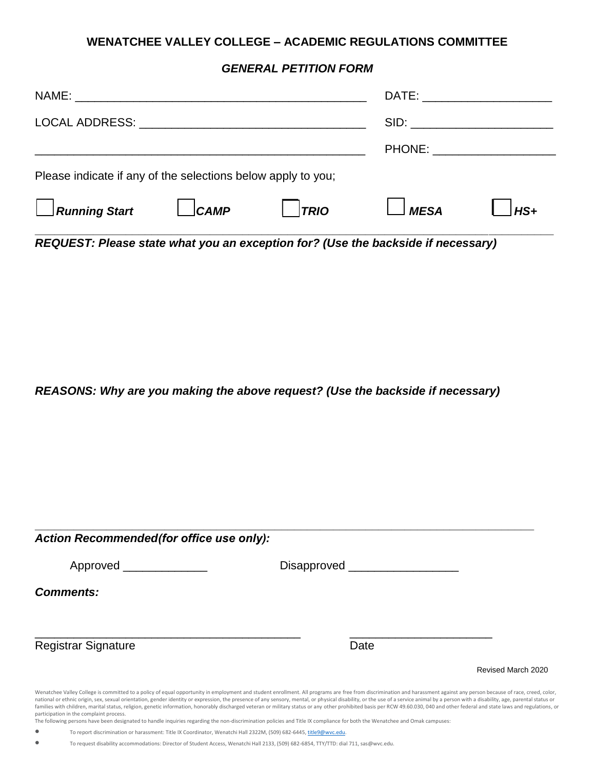# WENATCHEE VALLEY COLLEGE – ACADEMIC REGULATIONS COMMITTEE

## *GENERAL PETITION FORM*

NAME: ____________________________________________ DATE: ____________________

LOCAL ADDRESS: ___________________________________ SID: ______________________

_________________________________________________ PHONE: ___________________

Please indicate if any of the selections below apply to you;

☐ ***Running Start*** ☐ ***CAMP*** ☐ ***TRIO*** ☐ ***MESA*** ☐ ***HS+***

***REQUEST: Please state what you an exception for? (Use the backside if necessary)***

***REASONS: Why are you making the above request? (Use the backside if necessary)***

***Action Recommended(for office use only):***

Approved _____________ Disapproved _________________

***Comments:***

__________________________________________ ______________________

Registrar Signature Date

Revised March 2020

Wenatchee Valley College is committed to a policy of equal opportunity in employment and student enrollment. All programs are free from discrimination and harassment against any person because of race, creed, color, national or ethnic origin, sex, sexual orientation, gender identity or expression, the presence of any sensory, mental, or physical disability, or the use of a service animal by a person with a disability, age, parental status or families with children, marital status, religion, genetic information, honorably discharged veteran or military status or any other prohibited basis per RCW 49.60.030, 040 and other federal and state laws and regulations, or participation in the complaint process.

The following persons have been designated to handle inquiries regarding the non-discrimination policies and Title IX compliance for both the Wenatchee and Omak campuses:

- To report discrimination or harassment: Title IX Coordinator, Wenatchi Hall 2322M, (509) 682-6445, title9@wvc.edu.
- To request disability accommodations: Director of Student Access, Wenatchi Hall 2133, (509) 682-6854, TTY/TTD: dial 711, sas@wvc.edu.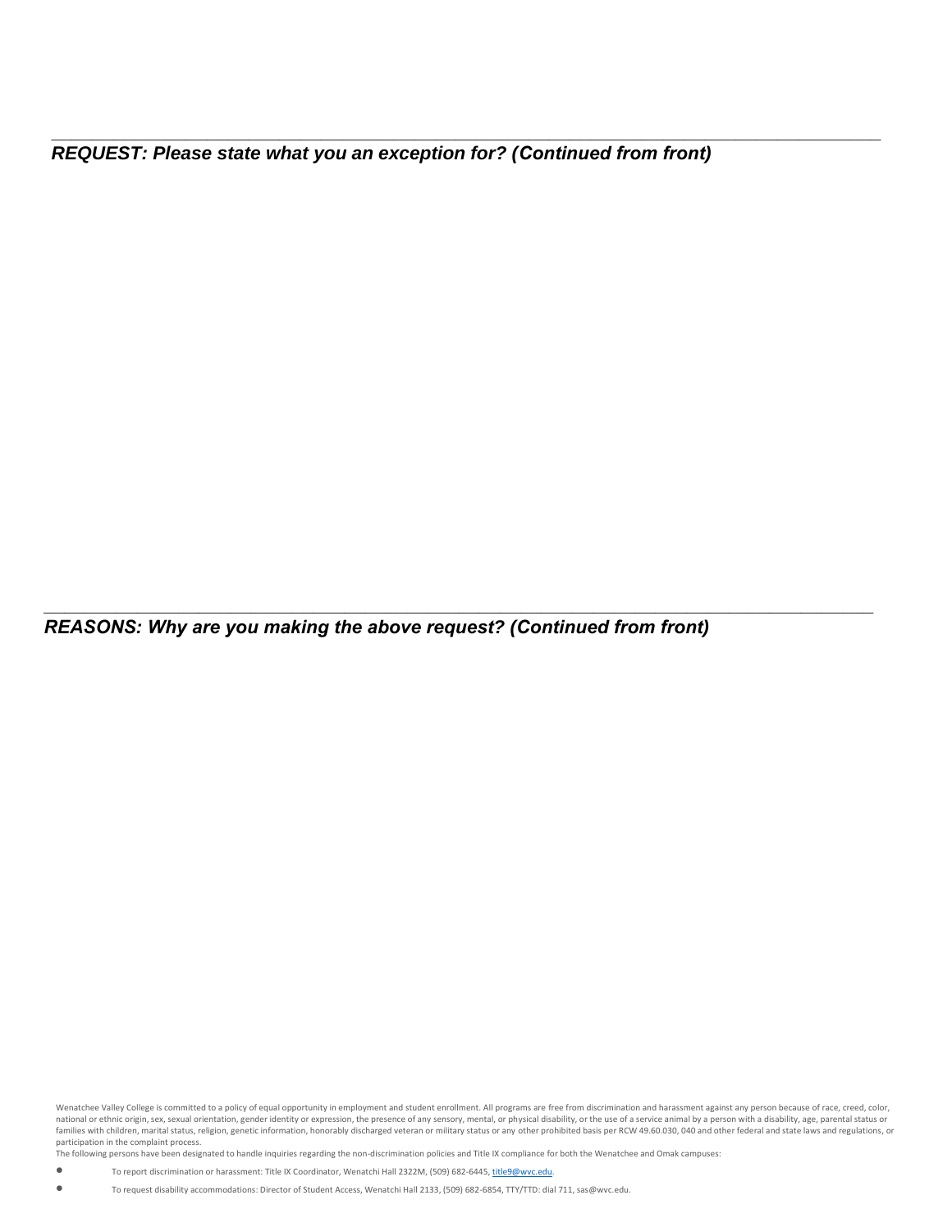***REQUEST: Please state what you an exception for? (Continued from front)***

***REASONS: Why are you making the above request? (Continued from front)***

Wenatchee Valley College is committed to a policy of equal opportunity in employment and student enrollment. All programs are free from discrimination and harassment against any person because of race, creed, color, national or ethnic origin, sex, sexual orientation, gender identity or expression, the presence of any sensory, mental, or physical disability, or the use of a service animal by a person with a disability, age, parental status or families with children, marital status, religion, genetic information, honorably discharged veteran or military status or any other prohibited basis per RCW 49.60.030, 040 and other federal and state laws and regulations, or participation in the complaint process.

The following persons have been designated to handle inquiries regarding the non-discrimination policies and Title IX compliance for both the Wenatchee and Omak campuses:

- To report discrimination or harassment: Title IX Coordinator, Wenatchi Hall 2322M, (509) 682-6445, title9@wvc.edu.
- To request disability accommodations: Director of Student Access, Wenatchi Hall 2133, (509) 682-6854, TTY/TTD: dial 711, sas@wvc.edu.